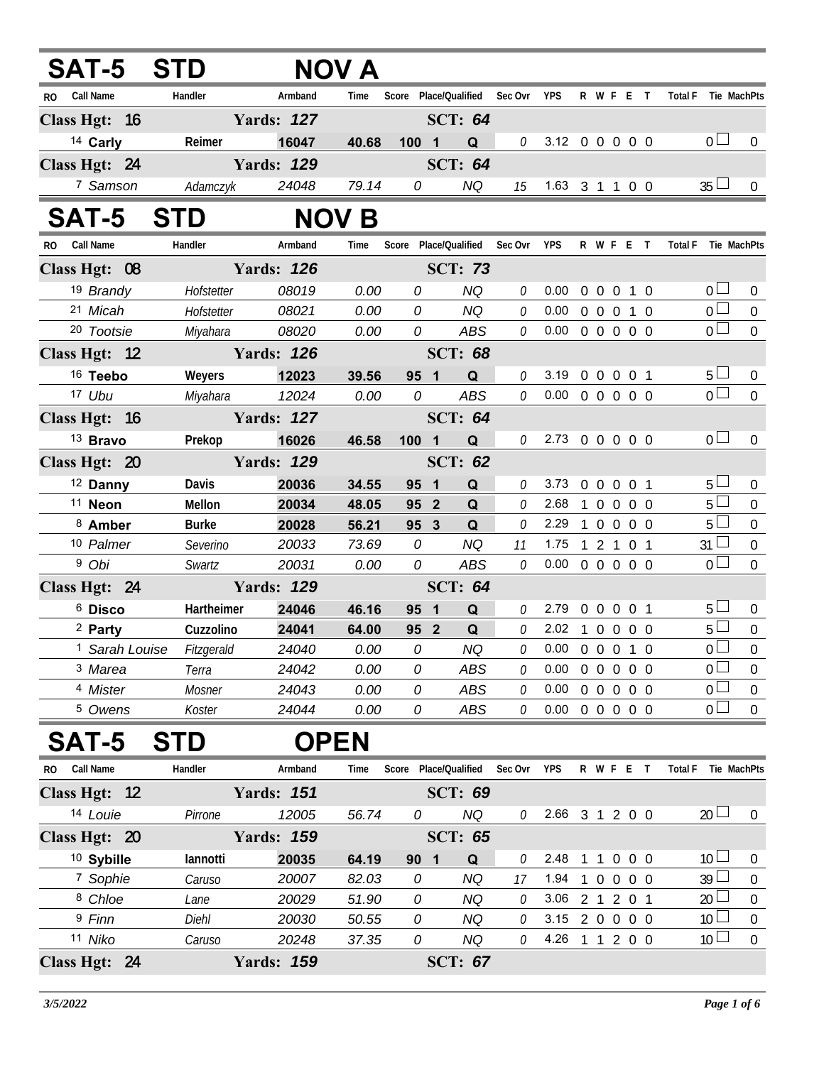## SAT-5 STD NOV A

| RO | Call Name | Handler | Armband | Time | Score | Place/Qualified | | Sec Ovr | YPS | R | W | F | E | T | Total F | Tie | MachPts |
|---|---|---|---|---|---|---|---|---|---|---|---|---|---|---|---|---|---|
| **Class Hgt: 16** | | **Yards: 127** | | | | **SCT: 64** | | | | | | | | | | | |
| 14 | **Carly** | **Reimer** | **16047** | **40.68** | **100** | **1** | **Q** | 0 | 3.12 | 0 | 0 | 0 | 0 | 0 | 0 | ☐ | 0 |
| **Class Hgt: 24** | | **Yards: 129** | | | | **SCT: 64** | | | | | | | | | | | |
| 7 | *Samson* | *Adamczyk* | *24048* | *79.14* | *0* | | *NQ* | 15 | 1.63 | 3 | 1 | 1 | 0 | 0 | 35 | ☐ | 0 |

## SAT-5 STD NOV B

| RO | Call Name | Handler | Armband | Time | Score | Place/Qualified | | Sec Ovr | YPS | R | W | F | E | T | Total F | Tie | MachPts |
|---|---|---|---|---|---|---|---|---|---|---|---|---|---|---|---|---|---|
| **Class Hgt: 08** | | **Yards: 126** | | | | **SCT: 73** | | | | | | | | | | | |
| 19 | *Brandy* | *Hofstetter* | *08019* | *0.00* | *0* | | *NQ* | 0 | 0.00 | 0 | 0 | 0 | 1 | 0 | 0 | ☐ | 0 |
| 21 | *Micah* | *Hofstetter* | *08021* | *0.00* | *0* | | *NQ* | 0 | 0.00 | 0 | 0 | 0 | 1 | 0 | 0 | ☐ | 0 |
| 20 | *Tootsie* | *Miyahara* | *08020* | *0.00* | *0* | | *ABS* | 0 | 0.00 | 0 | 0 | 0 | 0 | 0 | 0 | ☐ | 0 |
| **Class Hgt: 12** | | **Yards: 126** | | | | **SCT: 68** | | | | | | | | | | | |
| 16 | **Teebo** | **Weyers** | **12023** | **39.56** | **95** | **1** | **Q** | 0 | 3.19 | 0 | 0 | 0 | 0 | 1 | 5 | ☐ | 0 |
| 17 | *Ubu* | *Miyahara* | *12024* | *0.00* | *0* | | *ABS* | 0 | 0.00 | 0 | 0 | 0 | 0 | 0 | 0 | ☐ | 0 |
| **Class Hgt: 16** | | **Yards: 127** | | | | **SCT: 64** | | | | | | | | | | | |
| 13 | **Bravo** | **Prekop** | **16026** | **46.58** | **100** | **1** | **Q** | 0 | 2.73 | 0 | 0 | 0 | 0 | 0 | 0 | ☐ | 0 |
| **Class Hgt: 20** | | **Yards: 129** | | | | **SCT: 62** | | | | | | | | | | | |
| 12 | **Danny** | **Davis** | **20036** | **34.55** | **95** | **1** | **Q** | 0 | 3.73 | 0 | 0 | 0 | 0 | 1 | 5 | ☐ | 0 |
| 11 | **Neon** | **Mellon** | **20034** | **48.05** | **95** | **2** | **Q** | 0 | 2.68 | 1 | 0 | 0 | 0 | 0 | 5 | ☐ | 0 |
| 8 | **Amber** | **Burke** | **20028** | **56.21** | **95** | **3** | **Q** | 0 | 2.29 | 1 | 0 | 0 | 0 | 0 | 5 | ☐ | 0 |
| 10 | *Palmer* | *Severino* | *20033* | *73.69* | *0* | | *NQ* | 11 | 1.75 | 1 | 2 | 1 | 0 | 1 | 31 | ☐ | 0 |
| 9 | *Obi* | *Swartz* | *20031* | *0.00* | *0* | | *ABS* | 0 | 0.00 | 0 | 0 | 0 | 0 | 0 | 0 | ☐ | 0 |
| **Class Hgt: 24** | | **Yards: 129** | | | | **SCT: 64** | | | | | | | | | | | |
| 6 | **Disco** | **Hartheimer** | **24046** | **46.16** | **95** | **1** | **Q** | 0 | 2.79 | 0 | 0 | 0 | 0 | 1 | 5 | ☐ | 0 |
| 2 | **Party** | **Cuzzolino** | **24041** | **64.00** | **95** | **2** | **Q** | 0 | 2.02 | 1 | 0 | 0 | 0 | 0 | 5 | ☐ | 0 |
| 1 | *Sarah Louise* | *Fitzgerald* | *24040* | *0.00* | *0* | | *NQ* | 0 | 0.00 | 0 | 0 | 0 | 1 | 0 | 0 | ☐ | 0 |
| 3 | *Marea* | *Terra* | *24042* | *0.00* | *0* | | *ABS* | 0 | 0.00 | 0 | 0 | 0 | 0 | 0 | 0 | ☐ | 0 |
| 4 | *Mister* | *Mosner* | *24043* | *0.00* | *0* | | *ABS* | 0 | 0.00 | 0 | 0 | 0 | 0 | 0 | 0 | ☐ | 0 |
| 5 | *Owens* | *Koster* | *24044* | *0.00* | *0* | | *ABS* | 0 | 0.00 | 0 | 0 | 0 | 0 | 0 | 0 | ☐ | 0 |

## SAT-5 STD OPEN

| RO | Call Name | Handler | Armband | Time | Score | Place/Qualified | | Sec Ovr | YPS | R | W | F | E | T | Total F | Tie | MachPts |
|---|---|---|---|---|---|---|---|---|---|---|---|---|---|---|---|---|---|
| **Class Hgt: 12** | | **Yards: 151** | | | | **SCT: 69** | | | | | | | | | | | |
| 14 | *Louie* | *Pirrone* | *12005* | *56.74* | *0* | | *NQ* | 0 | 2.66 | 3 | 1 | 2 | 0 | 0 | 20 | ☐ | 0 |
| **Class Hgt: 20** | | **Yards: 159** | | | | **SCT: 65** | | | | | | | | | | | |
| 10 | **Sybille** | **Iannotti** | **20035** | **64.19** | **90** | **1** | **Q** | 0 | 2.48 | 1 | 1 | 0 | 0 | 0 | 10 | ☐ | 0 |
| 7 | *Sophie* | *Caruso* | *20007* | *82.03* | *0* | | *NQ* | 17 | 1.94 | 1 | 0 | 0 | 0 | 0 | 39 | ☐ | 0 |
| 8 | *Chloe* | *Lane* | *20029* | *51.90* | *0* | | *NQ* | 0 | 3.06 | 2 | 1 | 2 | 0 | 1 | 20 | ☐ | 0 |
| 9 | *Finn* | *Diehl* | *20030* | *50.55* | *0* | | *NQ* | 0 | 3.15 | 2 | 0 | 0 | 0 | 0 | 10 | ☐ | 0 |
| 11 | *Niko* | *Caruso* | *20248* | *37.35* | *0* | | *NQ* | 0 | 4.26 | 1 | 1 | 2 | 0 | 0 | 10 | ☐ | 0 |
| **Class Hgt: 24** | | **Yards: 159** | | | | **SCT: 67** | | | | | | | | | | | |

*3/5/2022*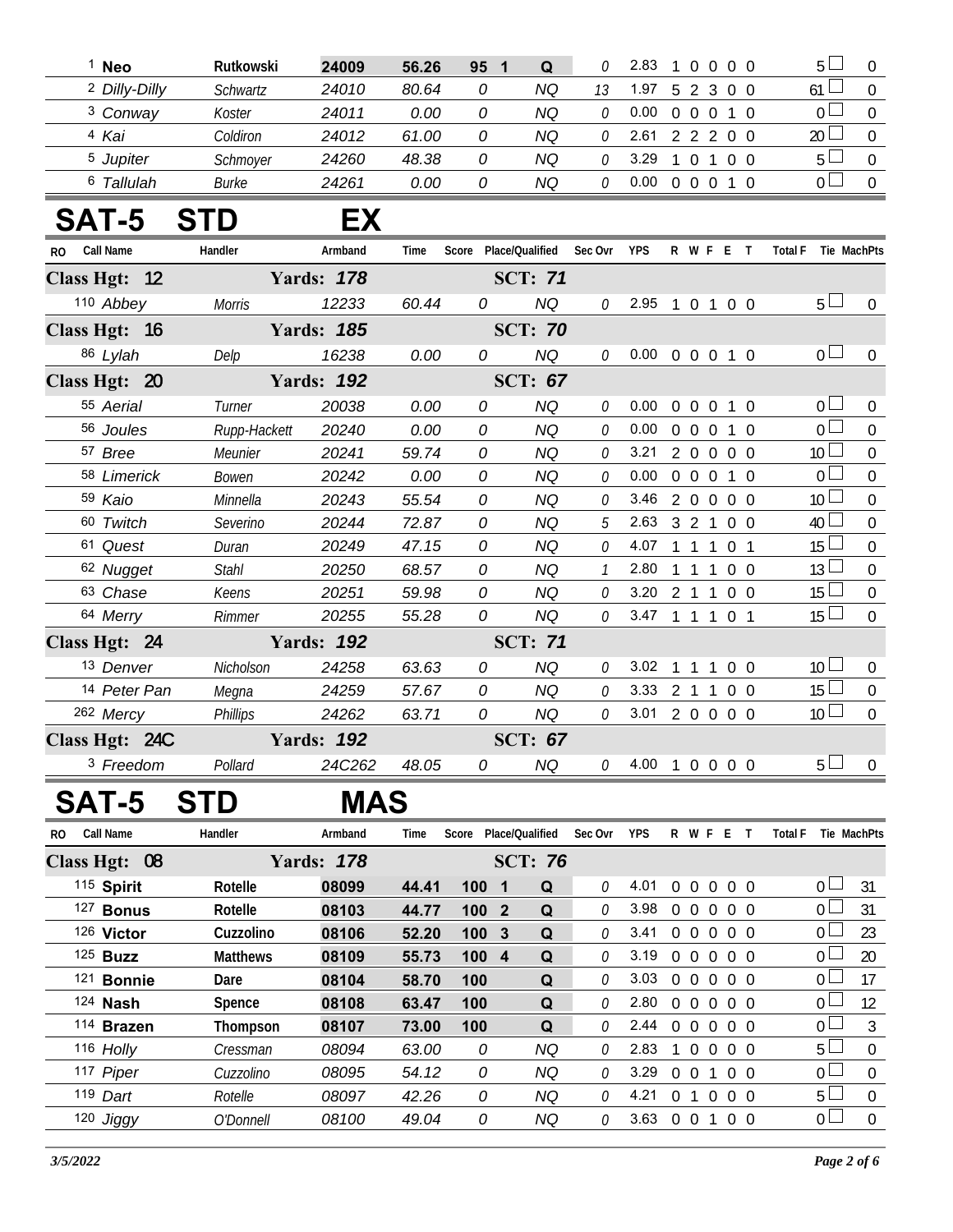| RO | Call Name | Handler | Armband | Time | Score | Place/Qualified | | Sec Ovr | YPS | R | W | F | E | T | Total F | Tie | MachPts |
|---|---|---|---|---|---|---|---|---|---|---|---|---|---|---|---|---|---|
| 1 | **Neo** | **Rutkowski** | **24009** | **56.26** | **95** | **1** | **Q** | 0 | 2.83 | 1 | 0 | 0 | 0 | 0 | 5 | | 0 |
| 2 | *Dilly-Dilly* | *Schwartz* | *24010* | *80.64* | *0* | | *NQ* | 13 | 1.97 | 5 | 2 | 3 | 0 | 0 | 61 | | 0 |
| 3 | *Conway* | *Koster* | *24011* | *0.00* | *0* | | *NQ* | 0 | 0.00 | 0 | 0 | 0 | 1 | 0 | 0 | | 0 |
| 4 | *Kai* | *Coldiron* | *24012* | *61.00* | *0* | | *NQ* | 0 | 2.61 | 2 | 2 | 2 | 0 | 0 | 20 | | 0 |
| 5 | *Jupiter* | *Schmoyer* | *24260* | *48.38* | *0* | | *NQ* | 0 | 3.29 | 1 | 0 | 1 | 0 | 0 | 5 | | 0 |
| 6 | *Tallulah* | *Burke* | *24261* | *0.00* | *0* | | *NQ* | 0 | 0.00 | 0 | 0 | 0 | 1 | 0 | 0 | | 0 |

# SAT-5 STD EX

| RO | Call Name | Handler | Armband | Time | Score | Place/Qualified | | Sec Ovr | YPS | R | W | F | E | T | Total F | Tie | MachPts |
|---|---|---|---|---|---|---|---|---|---|---|---|---|---|---|---|---|---|
| **Class Hgt: 12** | | **Yards: 178** | | | | **SCT: 71** | | | | | | | | | | | |
| 110 | *Abbey* | *Morris* | *12233* | *60.44* | *0* | | *NQ* | 0 | 2.95 | 1 | 0 | 1 | 0 | 0 | 5 | | 0 |
| **Class Hgt: 16** | | **Yards: 185** | | | | **SCT: 70** | | | | | | | | | | | |
| 86 | *Lylah* | *Delp* | *16238* | *0.00* | *0* | | *NQ* | 0 | 0.00 | 0 | 0 | 0 | 1 | 0 | 0 | | 0 |
| **Class Hgt: 20** | | **Yards: 192** | | | | **SCT: 67** | | | | | | | | | | | |
| 55 | *Aerial* | *Turner* | *20038* | *0.00* | *0* | | *NQ* | 0 | 0.00 | 0 | 0 | 0 | 1 | 0 | 0 | | 0 |
| 56 | *Joules* | *Rupp-Hackett* | *20240* | *0.00* | *0* | | *NQ* | 0 | 0.00 | 0 | 0 | 0 | 1 | 0 | 0 | | 0 |
| 57 | *Bree* | *Meunier* | *20241* | *59.74* | *0* | | *NQ* | 0 | 3.21 | 2 | 0 | 0 | 0 | 0 | 10 | | 0 |
| 58 | *Limerick* | *Bowen* | *20242* | *0.00* | *0* | | *NQ* | 0 | 0.00 | 0 | 0 | 0 | 1 | 0 | 0 | | 0 |
| 59 | *Kaio* | *Minnella* | *20243* | *55.54* | *0* | | *NQ* | 0 | 3.46 | 2 | 0 | 0 | 0 | 0 | 10 | | 0 |
| 60 | *Twitch* | *Severino* | *20244* | *72.87* | *0* | | *NQ* | 5 | 2.63 | 3 | 2 | 1 | 0 | 0 | 40 | | 0 |
| 61 | *Quest* | *Duran* | *20249* | *47.15* | *0* | | *NQ* | 0 | 4.07 | 1 | 1 | 1 | 0 | 1 | 15 | | 0 |
| 62 | *Nugget* | *Stahl* | *20250* | *68.57* | *0* | | *NQ* | 1 | 2.80 | 1 | 1 | 1 | 0 | 0 | 13 | | 0 |
| 63 | *Chase* | *Keens* | *20251* | *59.98* | *0* | | *NQ* | 0 | 3.20 | 2 | 1 | 1 | 0 | 0 | 15 | | 0 |
| 64 | *Merry* | *Rimmer* | *20255* | *55.28* | *0* | | *NQ* | 0 | 3.47 | 1 | 1 | 1 | 0 | 1 | 15 | | 0 |
| **Class Hgt: 24** | | **Yards: 192** | | | | **SCT: 71** | | | | | | | | | | | |
| 13 | *Denver* | *Nicholson* | *24258* | *63.63* | *0* | | *NQ* | 0 | 3.02 | 1 | 1 | 1 | 0 | 0 | 10 | | 0 |
| 14 | *Peter Pan* | *Megna* | *24259* | *57.67* | *0* | | *NQ* | 0 | 3.33 | 2 | 1 | 1 | 0 | 0 | 15 | | 0 |
| 262 | *Mercy* | *Phillips* | *24262* | *63.71* | *0* | | *NQ* | 0 | 3.01 | 2 | 0 | 0 | 0 | 0 | 10 | | 0 |
| **Class Hgt: 24C** | | **Yards: 192** | | | | **SCT: 67** | | | | | | | | | | | |
| 3 | *Freedom* | *Pollard* | *24C262* | *48.05* | *0* | | *NQ* | 0 | 4.00 | 1 | 0 | 0 | 0 | 0 | 5 | | 0 |

# SAT-5 STD MAS

| RO | Call Name | Handler | Armband | Time | Score | Place/Qualified | | Sec Ovr | YPS | R | W | F | E | T | Total F | Tie | MachPts |
|---|---|---|---|---|---|---|---|---|---|---|---|---|---|---|---|---|---|
| **Class Hgt: 08** | | **Yards: 178** | | | | **SCT: 76** | | | | | | | | | | | |
| 115 | **Spirit** | **Rotelle** | **08099** | **44.41** | **100** | **1** | **Q** | 0 | 4.01 | 0 | 0 | 0 | 0 | 0 | 0 | | 31 |
| 127 | **Bonus** | **Rotelle** | **08103** | **44.77** | **100** | **2** | **Q** | 0 | 3.98 | 0 | 0 | 0 | 0 | 0 | 0 | | 31 |
| 126 | **Victor** | **Cuzzolino** | **08106** | **52.20** | **100** | **3** | **Q** | 0 | 3.41 | 0 | 0 | 0 | 0 | 0 | 0 | | 23 |
| 125 | **Buzz** | **Matthews** | **08109** | **55.73** | **100** | **4** | **Q** | 0 | 3.19 | 0 | 0 | 0 | 0 | 0 | 0 | | 20 |
| 121 | **Bonnie** | **Dare** | **08104** | **58.70** | **100** | | **Q** | 0 | 3.03 | 0 | 0 | 0 | 0 | 0 | 0 | | 17 |
| 124 | **Nash** | **Spence** | **08108** | **63.47** | **100** | | **Q** | 0 | 2.80 | 0 | 0 | 0 | 0 | 0 | 0 | | 12 |
| 114 | **Brazen** | **Thompson** | **08107** | **73.00** | **100** | | **Q** | 0 | 2.44 | 0 | 0 | 0 | 0 | 0 | 0 | | 3 |
| 116 | *Holly* | *Cressman* | *08094* | *63.00* | *0* | | *NQ* | 0 | 2.83 | 1 | 0 | 0 | 0 | 0 | 5 | | 0 |
| 117 | *Piper* | *Cuzzolino* | *08095* | *54.12* | *0* | | *NQ* | 0 | 3.29 | 0 | 0 | 1 | 0 | 0 | 0 | | 0 |
| 119 | *Dart* | *Rotelle* | *08097* | *42.26* | *0* | | *NQ* | 0 | 4.21 | 0 | 1 | 0 | 0 | 0 | 5 | | 0 |
| 120 | *Jiggy* | *O'Donnell* | *08100* | *49.04* | *0* | | *NQ* | 0 | 3.63 | 0 | 0 | 1 | 0 | 0 | 0 | | 0 |

*3/5/2022*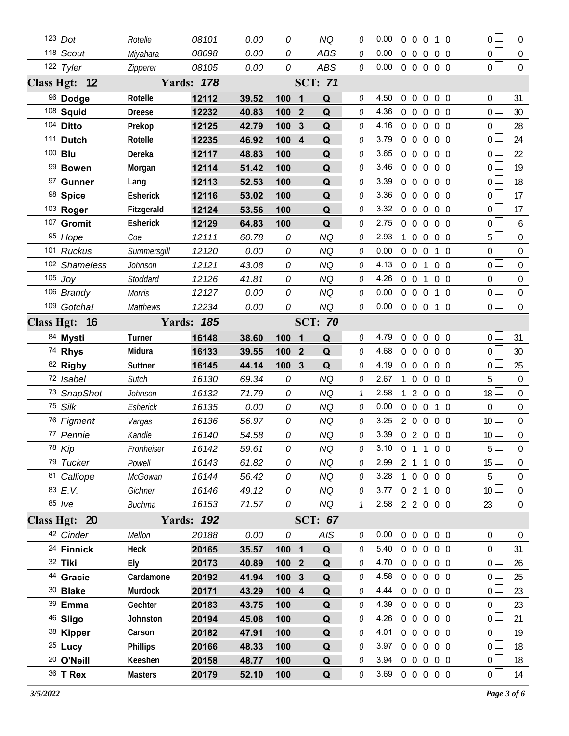| # | Dog | Handler | Armband | Time | Score | Place | Q | | YPS | Faults | | | | | Total | Points |
|---|---|---|---|---|---|---|---|---|---|---|---|---|---|---|---|---|
| 123 | Dot | Rotelle | 08101 | 0.00 | 0 | | NQ | 0 | 0.00 | 0 | 0 | 0 | 1 | 0 | 0 | 0 |
| 118 | Scout | Miyahara | 08098 | 0.00 | 0 | | ABS | 0 | 0.00 | 0 | 0 | 0 | 0 | 0 | 0 | 0 |
| 122 | Tyler | Zipperer | 08105 | 0.00 | 0 | | ABS | 0 | 0.00 | 0 | 0 | 0 | 0 | 0 | 0 | 0 |
| **Class Hgt: 12** | | **Yards: 178** | | | | | **SCT: 71** | | | | | | | | | |
| 96 | **Dodge** | **Rotelle** | **12112** | **39.52** | **100** | **1** | **Q** | 0 | 4.50 | 0 | 0 | 0 | 0 | 0 | 0 | 31 |
| 108 | **Squid** | **Dreese** | **12232** | **40.83** | **100** | **2** | **Q** | 0 | 4.36 | 0 | 0 | 0 | 0 | 0 | 0 | 30 |
| 104 | **Ditto** | **Prekop** | **12125** | **42.79** | **100** | **3** | **Q** | 0 | 4.16 | 0 | 0 | 0 | 0 | 0 | 0 | 28 |
| 111 | **Dutch** | **Rotelle** | **12235** | **46.92** | **100** | **4** | **Q** | 0 | 3.79 | 0 | 0 | 0 | 0 | 0 | 0 | 24 |
| 100 | **Blu** | **Dereka** | **12117** | **48.83** | **100** | | **Q** | 0 | 3.65 | 0 | 0 | 0 | 0 | 0 | 0 | 22 |
| 99 | **Bowen** | **Morgan** | **12114** | **51.42** | **100** | | **Q** | 0 | 3.46 | 0 | 0 | 0 | 0 | 0 | 0 | 19 |
| 97 | **Gunner** | **Lang** | **12113** | **52.53** | **100** | | **Q** | 0 | 3.39 | 0 | 0 | 0 | 0 | 0 | 0 | 18 |
| 98 | **Spice** | **Esherick** | **12116** | **53.02** | **100** | | **Q** | 0 | 3.36 | 0 | 0 | 0 | 0 | 0 | 0 | 17 |
| 103 | **Roger** | **Fitzgerald** | **12124** | **53.56** | **100** | | **Q** | 0 | 3.32 | 0 | 0 | 0 | 0 | 0 | 0 | 17 |
| 107 | **Gromit** | **Esherick** | **12129** | **64.83** | **100** | | **Q** | 0 | 2.75 | 0 | 0 | 0 | 0 | 0 | 0 | 6 |
| 95 | Hope | Coe | 12111 | 60.78 | 0 | | NQ | 0 | 2.93 | 1 | 0 | 0 | 0 | 0 | 5 | 0 |
| 101 | Ruckus | Summersgill | 12120 | 0.00 | 0 | | NQ | 0 | 0.00 | 0 | 0 | 0 | 1 | 0 | 0 | 0 |
| 102 | Shameless | Johnson | 12121 | 43.08 | 0 | | NQ | 0 | 4.13 | 0 | 0 | 1 | 0 | 0 | 0 | 0 |
| 105 | Joy | Stoddard | 12126 | 41.81 | 0 | | NQ | 0 | 4.26 | 0 | 0 | 1 | 0 | 0 | 0 | 0 |
| 106 | Brandy | Morris | 12127 | 0.00 | 0 | | NQ | 0 | 0.00 | 0 | 0 | 0 | 1 | 0 | 0 | 0 |
| 109 | Gotcha! | Matthews | 12234 | 0.00 | 0 | | NQ | 0 | 0.00 | 0 | 0 | 0 | 1 | 0 | 0 | 0 |
| **Class Hgt: 16** | | **Yards: 185** | | | | | **SCT: 70** | | | | | | | | | |
| 84 | **Mysti** | **Turner** | **16148** | **38.60** | **100** | **1** | **Q** | 0 | 4.79 | 0 | 0 | 0 | 0 | 0 | 0 | 31 |
| 74 | **Rhys** | **Midura** | **16133** | **39.55** | **100** | **2** | **Q** | 0 | 4.68 | 0 | 0 | 0 | 0 | 0 | 0 | 30 |
| 82 | **Rigby** | **Suttner** | **16145** | **44.14** | **100** | **3** | **Q** | 0 | 4.19 | 0 | 0 | 0 | 0 | 0 | 0 | 25 |
| 72 | Isabel | Sutch | 16130 | 69.34 | 0 | | NQ | 0 | 2.67 | 1 | 0 | 0 | 0 | 0 | 5 | 0 |
| 73 | SnapShot | Johnson | 16132 | 71.79 | 0 | | NQ | 1 | 2.58 | 1 | 2 | 0 | 0 | 0 | 18 | 0 |
| 75 | Silk | Esherick | 16135 | 0.00 | 0 | | NQ | 0 | 0.00 | 0 | 0 | 0 | 1 | 0 | 0 | 0 |
| 76 | Figment | Vargas | 16136 | 56.97 | 0 | | NQ | 0 | 3.25 | 2 | 0 | 0 | 0 | 0 | 10 | 0 |
| 77 | Pennie | Kandle | 16140 | 54.58 | 0 | | NQ | 0 | 3.39 | 0 | 2 | 0 | 0 | 0 | 10 | 0 |
| 78 | Kip | Fronheiser | 16142 | 59.61 | 0 | | NQ | 0 | 3.10 | 0 | 1 | 1 | 0 | 0 | 5 | 0 |
| 79 | Tucker | Powell | 16143 | 61.82 | 0 | | NQ | 0 | 2.99 | 2 | 1 | 1 | 0 | 0 | 15 | 0 |
| 81 | Calliope | McGowan | 16144 | 56.42 | 0 | | NQ | 0 | 3.28 | 1 | 0 | 0 | 0 | 0 | 5 | 0 |
| 83 | E.V. | Gichner | 16146 | 49.12 | 0 | | NQ | 0 | 3.77 | 0 | 2 | 1 | 0 | 0 | 10 | 0 |
| 85 | Ive | Buchma | 16153 | 71.57 | 0 | | NQ | 1 | 2.58 | 2 | 2 | 0 | 0 | 0 | 23 | 0 |
| **Class Hgt: 20** | | **Yards: 192** | | | | | **SCT: 67** | | | | | | | | | |
| 42 | Cinder | Mellon | 20188 | 0.00 | 0 | | AIS | 0 | 0.00 | 0 | 0 | 0 | 0 | 0 | 0 | 0 |
| 24 | **Finnick** | **Heck** | **20165** | **35.57** | **100** | **1** | **Q** | 0 | 5.40 | 0 | 0 | 0 | 0 | 0 | 0 | 31 |
| 32 | **Tiki** | **Ely** | **20173** | **40.89** | **100** | **2** | **Q** | 0 | 4.70 | 0 | 0 | 0 | 0 | 0 | 0 | 26 |
| 44 | **Gracie** | **Cardamone** | **20192** | **41.94** | **100** | **3** | **Q** | 0 | 4.58 | 0 | 0 | 0 | 0 | 0 | 0 | 25 |
| 30 | **Blake** | **Murdock** | **20171** | **43.29** | **100** | **4** | **Q** | 0 | 4.44 | 0 | 0 | 0 | 0 | 0 | 0 | 23 |
| 39 | **Emma** | **Gechter** | **20183** | **43.75** | **100** | | **Q** | 0 | 4.39 | 0 | 0 | 0 | 0 | 0 | 0 | 23 |
| 46 | **Sligo** | **Johnston** | **20194** | **45.08** | **100** | | **Q** | 0 | 4.26 | 0 | 0 | 0 | 0 | 0 | 0 | 21 |
| 38 | **Kipper** | **Carson** | **20182** | **47.91** | **100** | | **Q** | 0 | 4.01 | 0 | 0 | 0 | 0 | 0 | 0 | 19 |
| 25 | **Lucy** | **Phillips** | **20166** | **48.33** | **100** | | **Q** | 0 | 3.97 | 0 | 0 | 0 | 0 | 0 | 0 | 18 |
| 20 | **O'Neill** | **Keeshen** | **20158** | **48.77** | **100** | | **Q** | 0 | 3.94 | 0 | 0 | 0 | 0 | 0 | 0 | 18 |
| 36 | **T Rex** | **Masters** | **20179** | **52.10** | **100** | | **Q** | 0 | 3.69 | 0 | 0 | 0 | 0 | 0 | 0 | 14 |

*3/5/2022*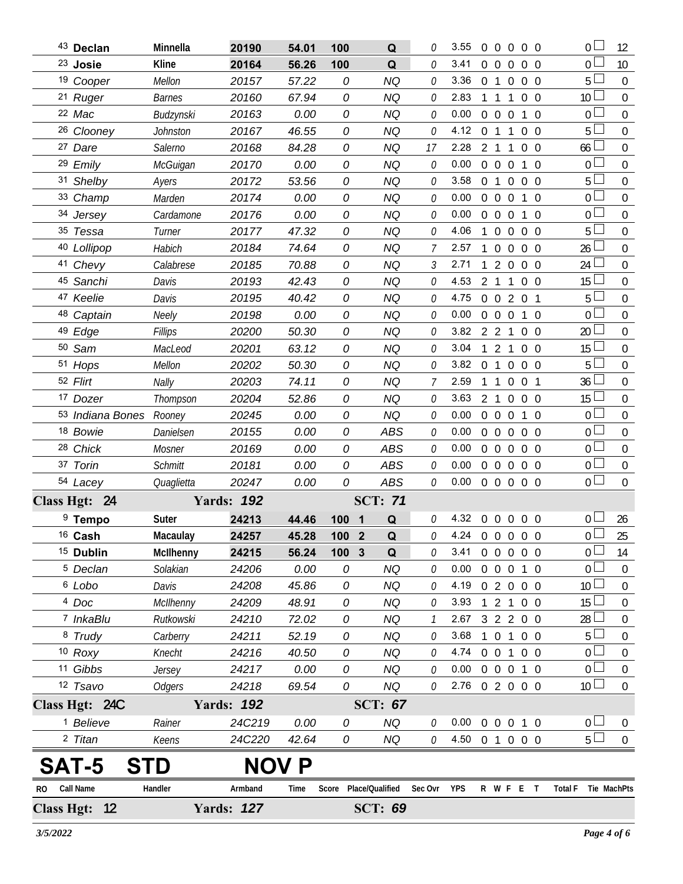| RO | Call Name | Handler | Armband | Time | Score | Place/Qualified | Sec Ovr | YPS | R | W | F | E | T | Total F | Tie | MachPts |
|---|---|---|---|---|---|---|---|---|---|---|---|---|---|---|---|---|
| 43 | **Declan** | **Minnella** | **20190** | **54.01** | **100** | **Q** | 0 | 3.55 | 0 | 0 | 0 | 0 | 0 | 0 | | 12 |
| 23 | **Josie** | **Kline** | **20164** | **56.26** | **100** | **Q** | 0 | 3.41 | 0 | 0 | 0 | 0 | 0 | 0 | | 10 |
| 19 | Cooper | Mellon | 20157 | 57.22 | 0 | NQ | 0 | 3.36 | 0 | 1 | 0 | 0 | 0 | 5 | | 0 |
| 21 | Ruger | Barnes | 20160 | 67.94 | 0 | NQ | 0 | 2.83 | 1 | 1 | 1 | 0 | 0 | 10 | | 0 |
| 22 | Mac | Budzynski | 20163 | 0.00 | 0 | NQ | 0 | 0.00 | 0 | 0 | 0 | 1 | 0 | 0 | | 0 |
| 26 | Clooney | Johnston | 20167 | 46.55 | 0 | NQ | 0 | 4.12 | 0 | 1 | 1 | 0 | 0 | 5 | | 0 |
| 27 | Dare | Salerno | 20168 | 84.28 | 0 | NQ | 17 | 2.28 | 2 | 1 | 1 | 0 | 0 | 66 | | 0 |
| 29 | Emily | McGuigan | 20170 | 0.00 | 0 | NQ | 0 | 0.00 | 0 | 0 | 0 | 1 | 0 | 0 | | 0 |
| 31 | Shelby | Ayers | 20172 | 53.56 | 0 | NQ | 0 | 3.58 | 0 | 1 | 0 | 0 | 0 | 5 | | 0 |
| 33 | Champ | Marden | 20174 | 0.00 | 0 | NQ | 0 | 0.00 | 0 | 0 | 0 | 1 | 0 | 0 | | 0 |
| 34 | Jersey | Cardamone | 20176 | 0.00 | 0 | NQ | 0 | 0.00 | 0 | 0 | 0 | 1 | 0 | 0 | | 0 |
| 35 | Tessa | Turner | 20177 | 47.32 | 0 | NQ | 0 | 4.06 | 1 | 0 | 0 | 0 | 0 | 5 | | 0 |
| 40 | Lollipop | Habich | 20184 | 74.64 | 0 | NQ | 7 | 2.57 | 1 | 0 | 0 | 0 | 0 | 26 | | 0 |
| 41 | Chevy | Calabrese | 20185 | 70.88 | 0 | NQ | 3 | 2.71 | 1 | 2 | 0 | 0 | 0 | 24 | | 0 |
| 45 | Sanchi | Davis | 20193 | 42.43 | 0 | NQ | 0 | 4.53 | 2 | 1 | 1 | 0 | 0 | 15 | | 0 |
| 47 | Keelie | Davis | 20195 | 40.42 | 0 | NQ | 0 | 4.75 | 0 | 0 | 2 | 0 | 1 | 5 | | 0 |
| 48 | Captain | Neely | 20198 | 0.00 | 0 | NQ | 0 | 0.00 | 0 | 0 | 0 | 1 | 0 | 0 | | 0 |
| 49 | Edge | Fillips | 20200 | 50.30 | 0 | NQ | 0 | 3.82 | 2 | 2 | 1 | 0 | 0 | 20 | | 0 |
| 50 | Sam | MacLeod | 20201 | 63.12 | 0 | NQ | 0 | 3.04 | 1 | 2 | 1 | 0 | 0 | 15 | | 0 |
| 51 | Hops | Mellon | 20202 | 50.30 | 0 | NQ | 0 | 3.82 | 0 | 1 | 0 | 0 | 0 | 5 | | 0 |
| 52 | Flirt | Nally | 20203 | 74.11 | 0 | NQ | 7 | 2.59 | 1 | 1 | 0 | 0 | 1 | 36 | | 0 |
| 17 | Dozer | Thompson | 20204 | 52.86 | 0 | NQ | 0 | 3.63 | 2 | 1 | 0 | 0 | 0 | 15 | | 0 |
| 53 | Indiana Bones | Rooney | 20245 | 0.00 | 0 | NQ | 0 | 0.00 | 0 | 0 | 0 | 1 | 0 | 0 | | 0 |
| 18 | Bowie | Danielsen | 20155 | 0.00 | 0 | ABS | 0 | 0.00 | 0 | 0 | 0 | 0 | 0 | 0 | | 0 |
| 28 | Chick | Mosner | 20169 | 0.00 | 0 | ABS | 0 | 0.00 | 0 | 0 | 0 | 0 | 0 | 0 | | 0 |
| 37 | Torin | Schmitt | 20181 | 0.00 | 0 | ABS | 0 | 0.00 | 0 | 0 | 0 | 0 | 0 | 0 | | 0 |
| 54 | Lacey | Quaglietta | 20247 | 0.00 | 0 | ABS | 0 | 0.00 | 0 | 0 | 0 | 0 | 0 | 0 | | 0 |

**Class Hgt: 24 — Yards: 192 — SCT: 71**

| RO | Call Name | Handler | Armband | Time | Score | Place/Qualified | Sec Ovr | YPS | R | W | F | E | T | Total F | Tie | MachPts |
|---|---|---|---|---|---|---|---|---|---|---|---|---|---|---|---|---|
| 9 | **Tempo** | **Suter** | **24213** | **44.46** | **100** | **1 Q** | 0 | 4.32 | 0 | 0 | 0 | 0 | 0 | 0 | | 26 |
| 16 | **Cash** | **Macaulay** | **24257** | **45.28** | **100** | **2 Q** | 0 | 4.24 | 0 | 0 | 0 | 0 | 0 | 0 | | 25 |
| 15 | **Dublin** | **McIlhenny** | **24215** | **56.24** | **100** | **3 Q** | 0 | 3.41 | 0 | 0 | 0 | 0 | 0 | 0 | | 14 |
| 5 | Declan | Solakian | 24206 | 0.00 | 0 | NQ | 0 | 0.00 | 0 | 0 | 0 | 1 | 0 | 0 | | 0 |
| 6 | Lobo | Davis | 24208 | 45.86 | 0 | NQ | 0 | 4.19 | 0 | 2 | 0 | 0 | 0 | 10 | | 0 |
| 4 | Doc | McIlhenny | 24209 | 48.91 | 0 | NQ | 0 | 3.93 | 1 | 2 | 1 | 0 | 0 | 15 | | 0 |
| 7 | InkaBlu | Rutkowski | 24210 | 72.02 | 0 | NQ | 1 | 2.67 | 3 | 2 | 2 | 0 | 0 | 28 | | 0 |
| 8 | Trudy | Carberry | 24211 | 52.19 | 0 | NQ | 0 | 3.68 | 1 | 0 | 1 | 0 | 0 | 5 | | 0 |
| 10 | Roxy | Knecht | 24216 | 40.50 | 0 | NQ | 0 | 4.74 | 0 | 0 | 1 | 0 | 0 | 0 | | 0 |
| 11 | Gibbs | Jersey | 24217 | 0.00 | 0 | NQ | 0 | 0.00 | 0 | 0 | 0 | 1 | 0 | 0 | | 0 |
| 12 | Tsavo | Odgers | 24218 | 69.54 | 0 | NQ | 0 | 2.76 | 0 | 2 | 0 | 0 | 0 | 10 | | 0 |

**Class Hgt: 24C — Yards: 192 — SCT: 67**

| RO | Call Name | Handler | Armband | Time | Score | Place/Qualified | Sec Ovr | YPS | R | W | F | E | T | Total F | Tie | MachPts |
|---|---|---|---|---|---|---|---|---|---|---|---|---|---|---|---|---|
| 1 | Believe | Rainer | 24C219 | 0.00 | 0 | NQ | 0 | 0.00 | 0 | 0 | 0 | 1 | 0 | 0 | | 0 |
| 2 | Titan | Keens | 24C220 | 42.64 | 0 | NQ | 0 | 4.50 | 0 | 1 | 0 | 0 | 0 | 5 | | 0 |

# SAT-5 STD NOV P

| RO | Call Name | Handler | Armband | Time | Score | Place/Qualified | Sec Ovr | YPS | R | W | F | E | T | Total F | Tie | MachPts |
|---|---|---|---|---|---|---|---|---|---|---|---|---|---|---|---|---|

**Class Hgt: 12 — Yards: 127 — SCT: 69**

3/5/2022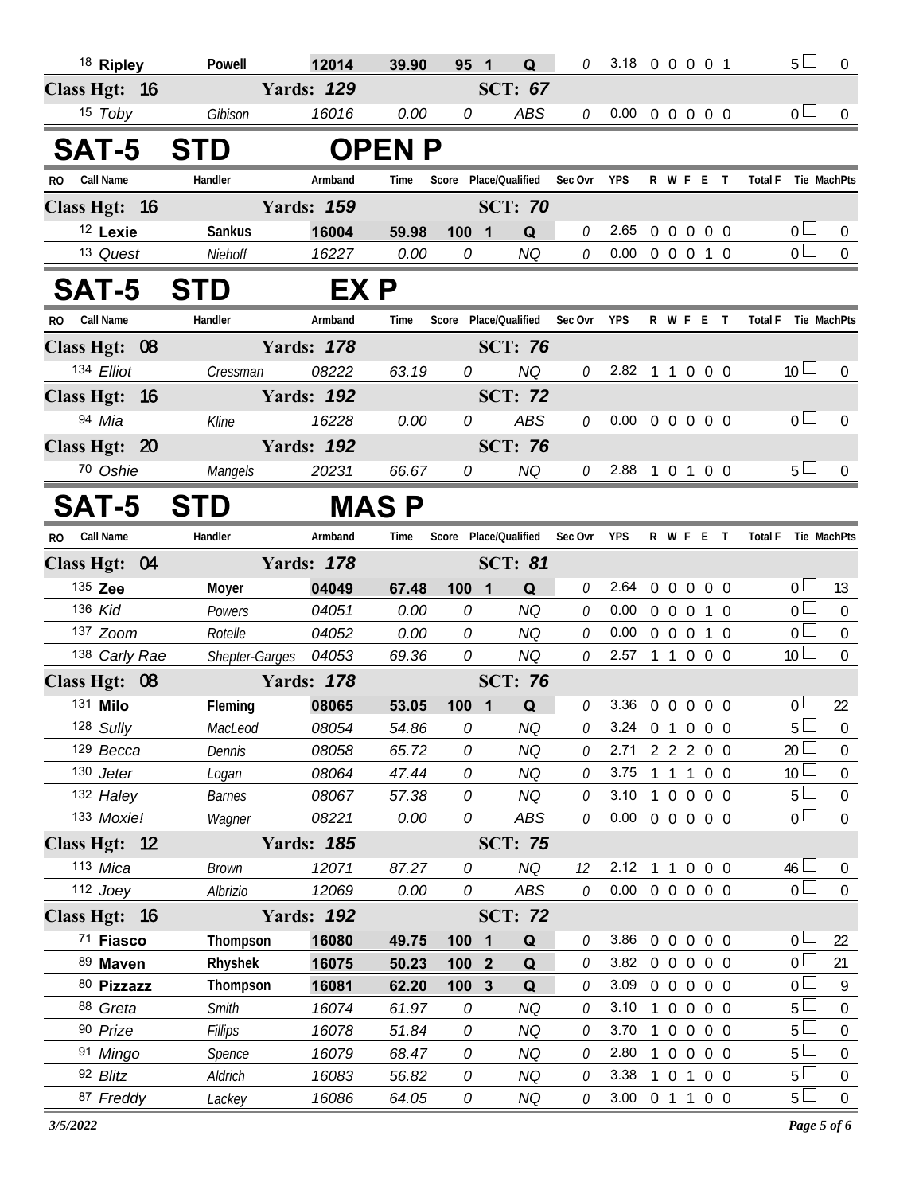| RO | Call Name | Handler | Armband | Time | Score | Place/Qualified | Sec Ovr | YPS | R W F E T | Total F | Tie MachPts |
|---|---|---|---|---|---|---|---|---|---|---|---|
| 18 | **Ripley** | **Powell** | **12014** | **39.90** | **95** | **1 Q** | 0 | 3.18 | 0 0 0 0 1 | 5 | 0 |
| **Class Hgt: 16** | | **Yards: 129** | | | | **SCT: 67** | | | | | |
| 15 | *Toby* | *Gibison* | *16016* | *0.00* | *0* | *ABS* | 0 | 0.00 | 0 0 0 0 0 | 0 | 0 |

# SAT-5 STD OPEN P

| RO | Call Name | Handler | Armband | Time | Score | Place/Qualified | Sec Ovr | YPS | R W F E T | Total F | Tie MachPts |
|---|---|---|---|---|---|---|---|---|---|---|---|
| **Class Hgt: 16** | | **Yards: 159** | | | | **SCT: 70** | | | | | |
| 12 | **Lexie** | **Sankus** | **16004** | **59.98** | **100** | **1 Q** | 0 | 2.65 | 0 0 0 0 0 | 0 | 0 |
| 13 | *Quest* | *Niehoff* | *16227* | *0.00* | *0* | *NQ* | 0 | 0.00 | 0 0 0 1 0 | 0 | 0 |

# SAT-5 STD EX P

| RO | Call Name | Handler | Armband | Time | Score | Place/Qualified | Sec Ovr | YPS | R W F E T | Total F | Tie MachPts |
|---|---|---|---|---|---|---|---|---|---|---|---|
| **Class Hgt: 08** | | **Yards: 178** | | | | **SCT: 76** | | | | | |
| 134 | *Elliot* | *Cressman* | *08222* | *63.19* | *0* | *NQ* | 0 | 2.82 | 1 1 0 0 0 | 10 | 0 |
| **Class Hgt: 16** | | **Yards: 192** | | | | **SCT: 72** | | | | | |
| 94 | *Mia* | *Kline* | *16228* | *0.00* | *0* | *ABS* | 0 | 0.00 | 0 0 0 0 0 | 0 | 0 |
| **Class Hgt: 20** | | **Yards: 192** | | | | **SCT: 76** | | | | | |
| 70 | *Oshie* | *Mangels* | *20231* | *66.67* | *0* | *NQ* | 0 | 2.88 | 1 0 1 0 0 | 5 | 0 |

# SAT-5 STD MAS P

| RO | Call Name | Handler | Armband | Time | Score | Place/Qualified | Sec Ovr | YPS | R W F E T | Total F | Tie MachPts |
|---|---|---|---|---|---|---|---|---|---|---|---|
| **Class Hgt: 04** | | **Yards: 178** | | | | **SCT: 81** | | | | | |
| 135 | **Zee** | **Moyer** | **04049** | **67.48** | **100** | **1 Q** | 0 | 2.64 | 0 0 0 0 0 | 0 | 13 |
| 136 | *Kid* | *Powers* | *04051* | *0.00* | *0* | *NQ* | 0 | 0.00 | 0 0 0 1 0 | 0 | 0 |
| 137 | *Zoom* | *Rotelle* | *04052* | *0.00* | *0* | *NQ* | 0 | 0.00 | 0 0 0 1 0 | 0 | 0 |
| 138 | *Carly Rae* | *Shepter-Garges* | *04053* | *69.36* | *0* | *NQ* | 0 | 2.57 | 1 1 0 0 0 | 10 | 0 |
| **Class Hgt: 08** | | **Yards: 178** | | | | **SCT: 76** | | | | | |
| 131 | **Milo** | **Fleming** | **08065** | **53.05** | **100** | **1 Q** | 0 | 3.36 | 0 0 0 0 0 | 0 | 22 |
| 128 | *Sully* | *MacLeod* | *08054* | *54.86* | *0* | *NQ* | 0 | 3.24 | 0 1 0 0 0 | 5 | 0 |
| 129 | *Becca* | *Dennis* | *08058* | *65.72* | *0* | *NQ* | 0 | 2.71 | 2 2 2 0 0 | 20 | 0 |
| 130 | *Jeter* | *Logan* | *08064* | *47.44* | *0* | *NQ* | 0 | 3.75 | 1 1 1 0 0 | 10 | 0 |
| 132 | *Haley* | *Barnes* | *08067* | *57.38* | *0* | *NQ* | 0 | 3.10 | 1 0 0 0 0 | 5 | 0 |
| 133 | *Moxie!* | *Wagner* | *08221* | *0.00* | *0* | *ABS* | 0 | 0.00 | 0 0 0 0 0 | 0 | 0 |
| **Class Hgt: 12** | | **Yards: 185** | | | | **SCT: 75** | | | | | |
| 113 | *Mica* | *Brown* | *12071* | *87.27* | *0* | *NQ* | 12 | 2.12 | 1 1 0 0 0 | 46 | 0 |
| 112 | *Joey* | *Albrizio* | *12069* | *0.00* | *0* | *ABS* | 0 | 0.00 | 0 0 0 0 0 | 0 | 0 |
| **Class Hgt: 16** | | **Yards: 192** | | | | **SCT: 72** | | | | | |
| 71 | **Fiasco** | **Thompson** | **16080** | **49.75** | **100** | **1 Q** | 0 | 3.86 | 0 0 0 0 0 | 0 | 22 |
| 89 | **Maven** | **Rhyshek** | **16075** | **50.23** | **100** | **2 Q** | 0 | 3.82 | 0 0 0 0 0 | 0 | 21 |
| 80 | **Pizzazz** | **Thompson** | **16081** | **62.20** | **100** | **3 Q** | 0 | 3.09 | 0 0 0 0 0 | 0 | 9 |
| 88 | *Greta* | *Smith* | *16074* | *61.97* | *0* | *NQ* | 0 | 3.10 | 1 0 0 0 0 | 5 | 0 |
| 90 | *Prize* | *Fillips* | *16078* | *51.84* | *0* | *NQ* | 0 | 3.70 | 1 0 0 0 0 | 5 | 0 |
| 91 | *Mingo* | *Spence* | *16079* | *68.47* | *0* | *NQ* | 0 | 2.80 | 1 0 0 0 0 | 5 | 0 |
| 92 | *Blitz* | *Aldrich* | *16083* | *56.82* | *0* | *NQ* | 0 | 3.38 | 1 0 1 0 0 | 5 | 0 |
| 87 | *Freddy* | *Lackey* | *16086* | *64.05* | *0* | *NQ* | 0 | 3.00 | 0 1 1 0 0 | 5 | 0 |

*3/5/2022*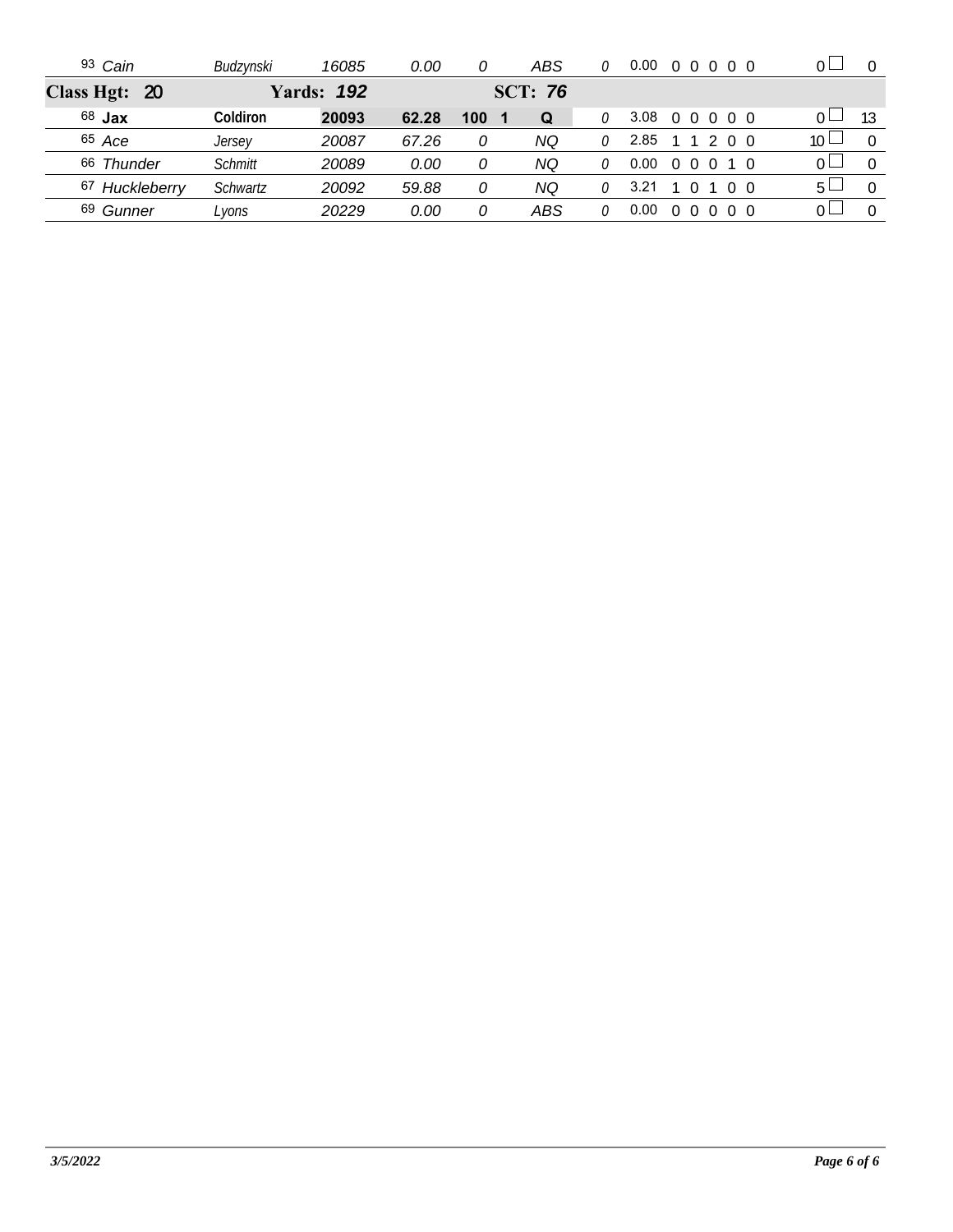| | | | | | | | | | | | | |
|---|---|---|---|---|---|---|---|---|---|---|---|---|
| 93 *Cain* | *Budzynski* | *16085* | *0.00* | *0* | | *ABS* | *0* | 0.00 | 0 0 0 0 0 | 0 | ☐ | 0 |
| **Class Hgt: 20** | | **Yards: 192** | | | | **SCT: 76** | | | | | | |
| 68 **Jax** | **Coldiron** | **20093** | **62.28** | **100** | **1** | **Q** | *0* | 3.08 | 0 0 0 0 0 | 0 | ☐ | 13 |
| 65 *Ace* | *Jersey* | *20087* | *67.26* | *0* | | *NQ* | *0* | 2.85 | 1 1 2 0 0 | 10 | ☐ | 0 |
| 66 *Thunder* | *Schmitt* | *20089* | *0.00* | *0* | | *NQ* | *0* | 0.00 | 0 0 0 1 0 | 0 | ☐ | 0 |
| 67 *Huckleberry* | *Schwartz* | *20092* | *59.88* | *0* | | *NQ* | *0* | 3.21 | 1 0 1 0 0 | 5 | ☐ | 0 |
| 69 *Gunner* | *Lyons* | *20229* | *0.00* | *0* | | *ABS* | *0* | 0.00 | 0 0 0 0 0 | 0 | ☐ | 0 |

*3/5/2022*